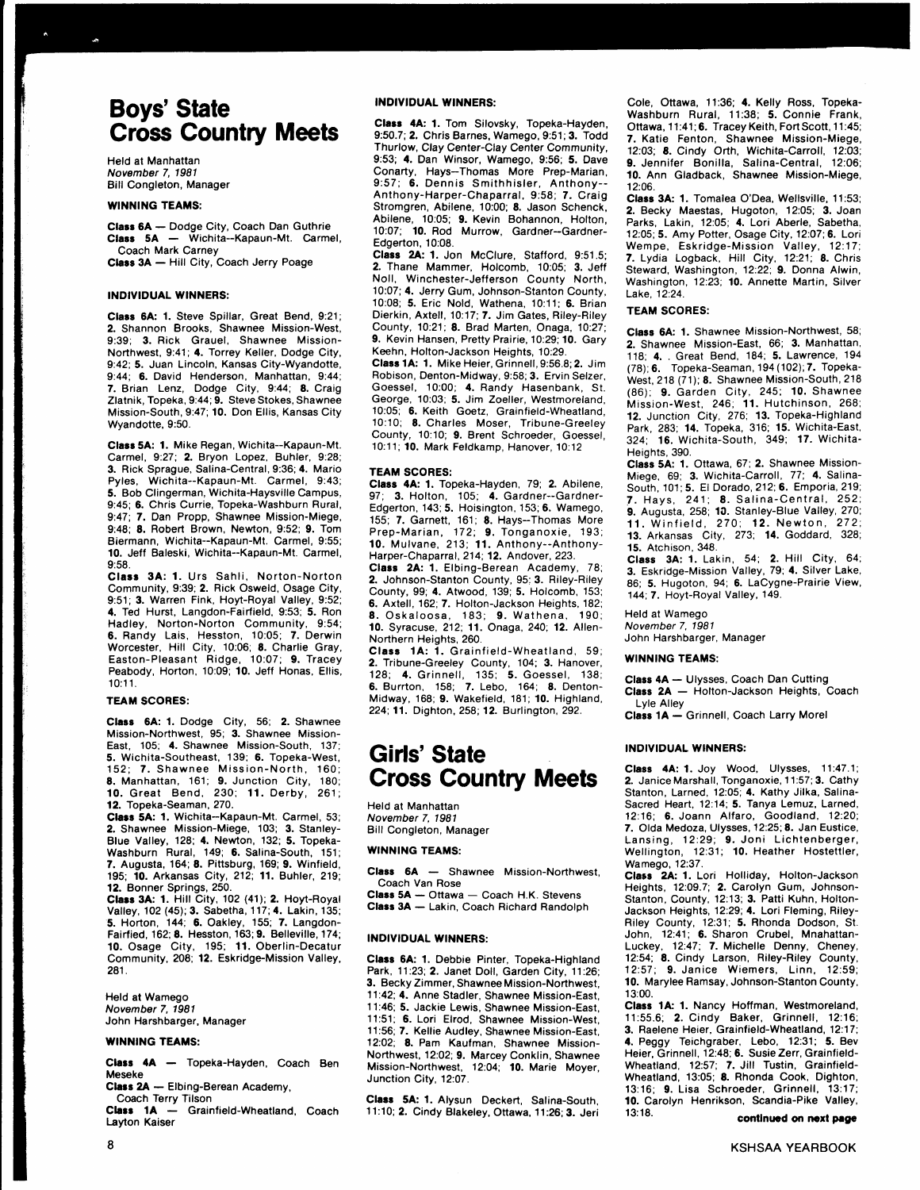# Boys' State Cross Country Meets

Held at Manhattan
*November 7, 1981*
Bill Congleton, Manager

**WINNING TEAMS:**

**Class 6A** — Dodge City, Coach Dan Guthrie
**Class 5A** — Wichita--Kapaun-Mt. Carmel, Coach Mark Carney
**Class 3A** — Hill City, Coach Jerry Poage

**INDIVIDUAL WINNERS:**

**Class 6A: 1.** Steve Spillar, Great Bend, 9:21; **2.** Shannon Brooks, Shawnee Mission-West, 9:39; **3.** Rick Grauel, Shawnee Mission-Northwest, 9:41; **4.** Torrey Keller, Dodge City, 9:42; **5.** Juan Lincoln, Kansas City-Wyandotte, 9:44; **6.** David Henderson, Manhattan, 9:44; **7.** Brian Lenz, Dodge City, 9:44; **8.** Craig Zlatnik, Topeka, 9:44; **9.** Steve Stokes, Shawnee Mission-South, 9:47; **10.** Don Ellis, Kansas City Wyandotte, 9:50.

**Class 5A: 1.** Mike Regan, Wichita--Kapaun-Mt. Carmel, 9:27; **2.** Bryon Lopez, Buhler, 9:28; **3.** Rick Sprague, Salina-Central, 9:36; **4.** Mario Pyles, Wichita--Kapaun-Mt. Carmel, 9:43; **5.** Bob Clingerman, Wichita-Haysville Campus, 9:45; **6.** Chris Currie, Topeka-Washburn Rural, 9:47; **7.** Dan Propp, Shawnee Mission-Miege, 9:48; **8.** Robert Brown, Newton, 9:52; **9.** Tom Biermann, Wichita--Kapaun-Mt. Carmel, 9:55; **10.** Jeff Baleski, Wichita--Kapaun-Mt. Carmel, 9:58.

**Class 3A: 1.** Urs Sahli, Norton-Norton Community, 9:39; **2.** Rick Osweld, Osage City, 9:51; **3.** Warren Fink, Hoyt-Royal Valley, 9:52; **4.** Ted Hurst, Langdon-Fairfield, 9:53; **5.** Ron Hadley, Norton-Norton Community, 9:54; **6.** Randy Lais, Hesston, 10:05; **7.** Derwin Worcester, Hill City, 10:06; **8.** Charlie Gray, Easton-Pleasant Ridge, 10:07; **9.** Tracey Peabody, Horton, 10:09; **10.** Jeff Honas, Ellis, 10:11.

**TEAM SCORES:**

**Class 6A: 1.** Dodge City, 56; **2.** Shawnee Mission-Northwest, 95; **3.** Shawnee Mission-East, 105; **4.** Shawnee Mission-South, 137; **5.** Wichita-Southeast, 139; **6.** Topeka-West, 152; **7.** Shawnee Mission-North, 160; **8.** Manhattan, 161; **9.** Junction City, 180; **10.** Great Bend, 230; **11.** Derby, 261; **12.** Topeka-Seaman, 270.

**Class 5A: 1.** Wichita--Kapaun-Mt. Carmel, 53; **2.** Shawnee Mission-Miege, 103; **3.** Stanley-Blue Valley, 128; **4.** Newton, 132; **5.** Topeka-Washburn Rural, 149; **6.** Salina-South, 151; **7.** Augusta, 164; **8.** Pittsburg, 169; **9.** Winfield, 195; **10.** Arkansas City, 212; **11.** Buhler, 219; **12.** Bonner Springs, 250.

**Class 3A: 1.** Hill City, 102 (41); **2.** Hoyt-Royal Valley, 102 (45); **3.** Sabetha, 117; **4.** Lakin, 135; **5.** Horton, 144; **6.** Oakley, 155; **7.** Langdon-Fairfield, 162; **8.** Hesston, 163; **9.** Belleville, 174; **10.** Osage City, 195; **11.** Oberlin-Decatur Community, 208; **12.** Eskridge-Mission Valley, 281.

Held at Wamego
*November 7, 1981*
John Harshbarger, Manager

**WINNING TEAMS:**

**Class 4A** — Topeka-Hayden, Coach Ben Meseke
**Class 2A** — Elbing-Berean Academy, Coach Terry Tilson
**Class 1A** — Grainfield-Wheatland, Coach Layton Kaiser

**INDIVIDUAL WINNERS:**

**Class 4A: 1.** Tom Silovsky, Topeka-Hayden, 9:50.7; **2.** Chris Barnes, Wamego, 9:51; **3.** Todd Thurlow, Clay Center-Clay Center Community, 9:53; **4.** Dan Winsor, Wamego, 9:56; **5.** Dave Conarty, Hays--Thomas More Prep-Marian, 9:57; **6.** Dennis Smithhisler, Anthony--Anthony-Harper-Chaparral, 9:58; **7.** Craig Stromgren, Abilene, 10:00; **8.** Jason Schenck, Abilene, 10:05; **9.** Kevin Bohannon, Holton, 10:07; **10.** Rod Murrow, Gardner--Gardner-Edgerton, 10:08.

**Class 2A: 1.** Jon McClure, Stafford, 9:51.5; **2.** Thane Mammer, Holcomb, 10:05; **3.** Jeff Noll, Winchester-Jefferson County North, 10:07; **4.** Jerry Gum, Johnson-Stanton County, 10:08; **5.** Eric Nold, Wathena, 10:11; **6.** Brian Dierkin, Axtell, 10:17; **7.** Jim Gates, Riley-Riley County, 10:21; **8.** Brad Marten, Onaga, 10:27; **9.** Kevin Hansen, Pretty Prairie, 10:29; **10.** Gary Keehn, Holton-Jackson Heights, 10:29.

**Class 1A: 1.** Mike Heier, Grinnell, 9:56.8; **2.** Jim Robison, Denton-Midway, 9:58; **3.** Ervin Selzer, Goessel, 10:00; **4.** Randy Hasenbank, St. George, 10:03; **5.** Jim Zoeller, Westmoreland, 10:05; **6.** Keith Goetz, Grainfield-Wheatland, 10:10; **8.** Charles Moser, Tribune-Greeley County, 10:10; **9.** Brent Schroeder, Goessel, 10:11; **10.** Mark Feldkamp, Hanover, 10:12

**TEAM SCORES:**

**Class 4A: 1.** Topeka-Hayden, 79; **2.** Abilene, 97; **3.** Holton, 105; **4.** Gardner--Gardner-Edgerton, 143; **5.** Hoisington, 153; **6.** Wamego, 155; **7.** Garnett, 161; **8.** Hays--Thomas More Prep-Marian, 172; **9.** Tonganoxie, 193; **10.** Mulvane, 213; **11.** Anthony--Anthony-Harper-Chaparral, 214; **12.** Andover, 223.

**Class 2A: 1.** Elbing-Berean Academy, 78; **2.** Johnson-Stanton County, 95; **3.** Riley-Riley County, 99; **4.** Atwood, 139; **5.** Holcomb, 153; **6.** Axtell, 162; **7.** Holton-Jackson Heights, 182; **8.** Oskaloosa, 183; **9.** Wathena, 190; **10.** Syracuse, 212; **11.** Onaga, 240; **12.** Allen-Northern Heights, 260.

**Class 1A: 1.** Grainfield-Wheatland, 59; **2.** Tribune-Greeley County, 104; **3.** Hanover, 128; **4.** Grinnell, 135; **5.** Goessel, 138; **6.** Burrton, 158; **7.** Lebo, 164; **8.** Denton-Midway, 168; **9.** Wakefield, 181; **10.** Highland, 224; **11.** Dighton, 258; **12.** Burlington, 292.

# Girls' State Cross Country Meets

Held at Manhattan
*November 7, 1981*
Bill Congleton, Manager

**WINNING TEAMS:**

**Class 6A** — Shawnee Mission-Northwest, Coach Van Rose
**Class 5A** — Ottawa — Coach H.K. Stevens
**Class 3A** — Lakin, Coach Richard Randolph

**INDIVIDUAL WINNERS:**

**Class 6A: 1.** Debbie Pinter, Topeka-Highland Park, 11:23; **2.** Janet Doll, Garden City, 11:26; **3.** Becky Zimmer, Shawnee Mission-Northwest, 11:42; **4.** Anne Stadler, Shawnee Mission-East, 11:46; **5.** Jackie Lewis, Shawnee Mission-East, 11:51; **6.** Lori Elrod, Shawnee Mission-West, 11:56; **7.** Kellie Audley, Shawnee Mission-East, 12:02; **8.** Pam Kaufman, Shawnee Mission-Northwest, 12:02; **9.** Marcey Conklin, Shawnee Mission-Northwest, 12:04; **10.** Marie Moyer, Junction City, 12:07.

**Class 5A: 1.** Alysun Deckert, Salina-South, 11:10; **2.** Cindy Blakeley, Ottawa, 11:26; **3.** Jeri Cole, Ottawa, 11:36; **4.** Kelly Ross, Topeka-Washburn Rural, 11:38; **5.** Connie Frank, Ottawa, 11:41; **6.** Tracey Keith, Fort Scott, 11:45; **7.** Katie Fenton, Shawnee Mission-Miege, 12:03; **8.** Cindy Orth, Wichita-Carroll, 12:03; **9.** Jennifer Bonilla, Salina-Central, 12:06; **10.** Ann Gladback, Shawnee Mission-Miege, 12:06.

**Class 3A: 1.** Tomalea O'Dea, Wellsville, 11:53; **2.** Becky Maestas, Hugoton, 12:05; **3.** Joan Parks, Lakin, 12:05; **4.** Lori Aberle, Sabetha, 12:05; **5.** Amy Potter, Osage City, 12:07; **6.** Lori Wempe, Eskridge-Mission Valley, 12:17; **7.** Lydia Logback, Hill City, 12:21; **8.** Chris Steward, Washington, 12:22; **9.** Donna Alwin, Washington, 12:23; **10.** Annette Martin, Silver Lake, 12:24.

**TEAM SCORES:**

**Class 6A: 1.** Shawnee Mission-Northwest, 58; **2.** Shawnee Mission-East, 66; **3.** Manhattan, 118; **4.** . Great Bend, 184; **5.** Lawrence, 194 (78); **6.** Topeka-Seaman, 194 (102); **7.** Topeka-West, 218 (71); **8.** Shawnee Mission-South, 218 (86); **9.** Garden City, 245; **10.** Shawnee Mission-West, 246; **11.** Hutchinson, 268; **12.** Junction City, 276; **13.** Topeka-Highland Park, 283; **14.** Topeka, 316; **15.** Wichita-East, 324; **16.** Wichita-South, 349; **17.** Wichita-Heights, 390.

**Class 5A: 1.** Ottawa, 67; **2.** Shawnee Mission-Miege, 69; **3.** Wichita-Carroll, 77; **4.** Salina-South, 101; **5.** El Dorado, 212; **6.** Emporia, 219; **7.** Hays, 241; **8.** Salina-Central, 252; **9.** Augusta, 258; **10.** Stanley-Blue Valley, 270; **11.** Winfield, 270; **12.** Newton, 272; **13.** Arkansas City, 273; **14.** Goddard, 328; **15.** Atchison, 348.

**Class 3A: 1.** Lakin, 54; **2.** Hill City, 64; **3.** Eskridge-Mission Valley, 79; **4.** Silver Lake, 86; **5.** Hugoton, 94; **6.** LaCygne-Prairie View, 144; **7.** Hoyt-Royal Valley, 149.

Held at Wamego
*November 7, 1981*
John Harshbarger, Manager

**WINNING TEAMS:**

**Class 4A** — Ulysses, Coach Dan Cutting
**Class 2A** — Holton-Jackson Heights, Coach Lyle Alley
**Class 1A** — Grinnell, Coach Larry Morel

**INDIVIDUAL WINNERS:**

**Class 4A: 1.** Joy Wood, Ulysses, 11:47.1; **2.** Janice Marshall, Tonganoxie, 11:57; **3.** Cathy Stanton, Larned, 12:05; **4.** Kathy Jilka, Salina-Sacred Heart, 12:14; **5.** Tanya Lemuz, Larned, 12:16; **6.** Joann Alfaro, Goodland, 12:20; **7.** Olda Medoza, Ulysses, 12:25; **8.** Jan Eustice, Lansing, 12:29; **9.** Joni Lichtenberger, Wellington, 12:31; **10.** Heather Hostettler, Wamego, 12:37.

**Class 2A: 1.** Lori Holliday, Holton-Jackson Heights, 12:09.7; **2.** Carolyn Gum, Johnson-Stanton, County, 12:13; **3.** Patti Kuhn, Holton-Jackson Heights, 12:29; **4.** Lori Fleming, Riley-Riley County, 12:31; **5.** Rhonda Dodson, St. John, 12:41; **6.** Sharon Crubel, Mnahattan-Luckey, 12:47; **7.** Michelle Denny, Cheney, 12:54; **8.** Cindy Larson, Riley-Riley County, 12:57; **9.** Janice Wiemers, Linn, 12:59; **10.** Marylee Ramsay, Johnson-Stanton County, 13:00.

**Class 1A: 1.** Nancy Hoffman, Westmoreland, 11:55.6; **2.** Cindy Baker, Grinnell, 12:16; **3.** Raelene Heier, Grainfield-Wheatland, 12:17; **4.** Peggy Teichgraber, Lebo, 12:31; **5.** Bev Heier, Grinnell, 12:48; **6.** Susie Zerr, Grainfield-Wheatland, 12:57; **7.** Jill Tustin, Grainfield-Wheatland, 13:05; **8.** Rhonda Cook, Dighton, 13:16; **9.** Lisa Schroeder, Grinnell, 13:17; **10.** Carolyn Henrikson, Scandia-Pike Valley, 13:18.

**continued on next page**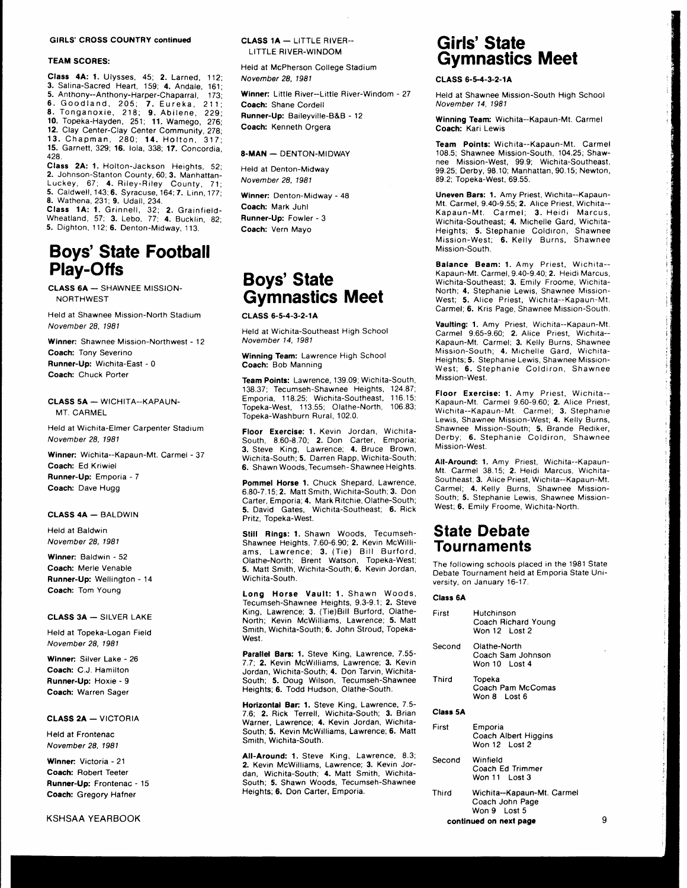**GIRLS' CROSS COUNTRY continued**

**TEAM SCORES:**

**Class 4A: 1.** Ulysses, 45; **2.** Larned, 112; **3.** Salina-Sacred Heart, 159; **4.** Andale, 161; **5.** Anthony--Anthony-Harper-Chaparral, 173; **6.** Goodland, 205; **7.** Eureka, 211; **8.** Tonganoxie, 218; **9.** Abilene, 229; **10.** Topeka-Hayden, 251; **11.** Wamego, 276; **12.** Clay Center-Clay Center Community, 278; **13.** Chapman, 280; **14.** Holton, 317; **15.** Garnett, 329; **16.** Iola, 338; **17.** Concordia, 428.

**Class 2A: 1.** Holton-Jackson Heights, 52; **2.** Johnson-Stanton County, 60; **3.** Manhattan-Luckey, 67; **4.** Riley-Riley County, 71; **5.** Caldwell, 143; **6.** Syracuse, 164; **7.** Linn, 177; **8.** Wathena, 231; **9.** Udall, 234.

**Class 1A: 1.** Grinnell, 32; **2.** Grainfield-Wheatland, 57; **3.** Lebo, 77; **4.** Bucklin, 82; **5.** Dighton, 112; **6.** Denton-Midway, 113.

# Boys' State Football Play-Offs

**CLASS 6A** — SHAWNEE MISSION-NORTHWEST

Held at Shawnee Mission-North Stadium
*November 28, 1981*

**Winner:** Shawnee Mission-Northwest - 12
**Coach:** Tony Severino
**Runner-Up:** Wichita-East - 0
**Coach:** Chuck Porter

**CLASS 5A** — WICHITA--KAPAUN-MT. CARMEL

Held at Wichita-Elmer Carpenter Stadium
*November 28, 1981*

**Winner:** Wichita--Kapaun-Mt. Carmel - 37
**Coach:** Ed Kriwiel
**Runner-Up:** Emporia - 7
**Coach:** Dave Hugg

**CLASS 4A** — BALDWIN

Held at Baldwin
*November 28, 1981*

**Winner:** Baldwin - 52
**Coach:** Merle Venable
**Runner-Up:** Wellington - 14
**Coach:** Tom Young

**CLASS 3A** — SILVER LAKE

Held at Topeka-Logan Field
*November 28, 1981*

**Winner:** Silver Lake - 26
**Coach:** C.J. Hamilton
**Runner-Up:** Hoxie - 9
**Coach:** Warren Sager

**CLASS 2A** — VICTORIA

Held at Frontenac
*November 28, 1981*

**Winner:** Victoria - 21
**Coach:** Robert Teeter
**Runner-Up:** Frontenac - 15
**Coach:** Gregory Hafner

**CLASS 1A** — LITTLE RIVER--LITTLE RIVER-WINDOM

Held at McPherson College Stadium
*November 28, 1981*

**Winner:** Little River--Little River-Windom - 27
**Coach:** Shane Cordell
**Runner-Up:** Baileyville-B&B - 12
**Coach:** Kenneth Orgera

**8-MAN** — DENTON-MIDWAY

Held at Denton-Midway
*November 28, 1981*

**Winner:** Denton-Midway - 48
**Coach:** Mark Juhl
**Runner-Up:** Fowler - 3
**Coach:** Vern Mayo

# Boys' State Gymnastics Meet

**CLASS 6-5-4-3-2-1A**

Held at Wichita-Southeast High School
*November 14, 1981*

**Winning Team:** Lawrence High School
**Coach:** Bob Manning

**Team Points:** Lawrence, 139.09; Wichita-South, 138.37; Tecumseh-Shawnee Heights, 124.87; Emporia, 118.25; Wichita-Southeast, 116.15; Topeka-West, 113.55; Olathe-North, 106.83; Topeka-Washburn Rural, 102.0.

**Floor Exercise: 1.** Kevin Jordan, Wichita-South, 8.60-8.70; **2.** Don Carter, Emporia; **3.** Steve King, Lawrence; **4.** Bruce Brown, Wichita-South; **5.** Darren Rapp, Wichita-South; **6.** Shawn Woods, Tecumseh-Shawnee Heights.

**Pommel Horse 1.** Chuck Shepard, Lawrence, 6.80-7.15; **2.** Matt Smith, Wichita-South; **3.** Don Carter, Emporia; **4.** Mark Ritchie, Olathe-South; **5.** David Gates, Wichita-Southeast; **6.** Rick Pritz, Topeka-West.

**Still Rings: 1.** Shawn Woods, Tecumseh-Shawnee Heights, 7.60-6.90; **2.** Kevin McWilliams, Lawrence; **3.** (Tie) Bill Burford, Olathe-North; Brent Watson, Topeka-West; **5.** Matt Smith, Wichita-South; **6.** Kevin Jordan, Wichita-South.

**Long Horse Vault: 1.** Shawn Woods, Tecumseh-Shawnee Heights, 9.3-9.1; **2.** Steve King, Lawrence; **3.** (Tie)Bill Burford, Olathe-North; Kevin McWilliams, Lawrence; **5.** Matt Smith, Wichita-South; **6.** John Stroud, Topeka-West.

**Parallel Bars: 1.** Steve King, Lawrence, 7.55-7.7; **2.** Kevin McWilliams, Lawrence; **3.** Kevin Jordan, Wichita-South; **4.** Don Tarvin, Wichita-South; **5.** Doug Wilson, Tecumseh-Shawnee Heights; **6.** Todd Hudson, Olathe-South.

**Horizontal Bar: 1.** Steve King, Lawrence, 7.5-7.6; **2.** Rick Terrell, Wichita-South; **3.** Brian Warner, Lawrence; **4.** Kevin Jordan, Wichita-South; **5.** Kevin McWilliams, Lawrence; **6.** Matt Smith, Wichita-South.

**All-Around: 1.** Steve King, Lawrence, 8.3; **2.** Kevin McWilliams, Lawrence; **3.** Kevin Jordan, Wichita-South; **4.** Matt Smith, Wichita-South; **5.** Shawn Woods, Tecumseh-Shawnee Heights; **6.** Don Carter, Emporia.

# Girls' State Gymnastics Meet

**CLASS 6-5-4-3-2-1A**

Held at Shawnee Mission-South High School
*November 14, 1981*

**Winning Team:** Wichita--Kapaun-Mt. Carmel
**Coach:** Kari Lewis

**Team Points:** Wichita--Kapaun-Mt. Carmel 108.5; Shawnee Mission-South, 104.25; Shawnee Mission-West, 99.9; Wichita-Southeast, 99.25; Derby, 98.10; Manhattan, 90.15; Newton, 89.2; Topeka-West, 69.55.

**Uneven Bars: 1.** Amy Priest, Wichita--Kapaun-Mt. Carmel, 9.40-9.55; **2.** Alice Priest, Wichita--Kapaun-Mt. Carmel; **3.** Heidi Marcus, Wichita-Southeast; **4.** Michelle Gard, Wichita-Heights; **5.** Stephanie Coldiron, Shawnee Mission-West; **6.** Kelly Burns, Shawnee Mission-South.

**Balance Beam: 1.** Amy Priest, Wichita--Kapaun-Mt. Carmel, 9.40-9.40; **2.** Heidi Marcus, Wichita-Southeast; **3.** Emily Froome, Wichita-North; **4.** Stephanie Lewis, Shawnee Mission-West; **5.** Alice Priest, Wichita--Kapaun-Mt. Carmel; **6.** Kris Page, Shawnee Mission-South.

**Vaulting: 1.** Amy Priest, Wichita--Kapaun-Mt. Carmel 9.65-9.60; **2.** Alice Priest, Wichita--Kapaun-Mt. Carmel; **3.** Kelly Burns, Shawnee Mission-South; **4.** Michelle Gard, Wichita-Heights; **5.** Stephanie Lewis, Shawnee Mission-West; **6.** Stephanie Coldiron, Shawnee Mission-West.

**Floor Exercise: 1.** Amy Priest, Wichita--Kapaun-Mt. Carmel 9.60-9.60; **2.** Alice Priest, Wichita--Kapaun-Mt. Carmel; **3.** Stephanie Lewis, Shawnee Mission-West; **4.** Kelly Burns, Shawnee Mission-South; **5.** Brande Rediker, Derby; **6.** Stephanie Coldiron, Shawnee Mission-West.

**All-Around: 1.** Amy Priest, Wichita--Kapaun-Mt. Carmel 38.15; **2.** Heidi Marcus, Wichita-Southeast; **3.** Alice Priest, Wichita--Kapaun-Mt. Carmel; **4.** Kelly Burns, Shawnee Mission-South; **5.** Stephanie Lewis, Shawnee Mission-West; **6.** Emily Froome, Wichita-North.

# State Debate Tournaments

The following schools placed in the 1981 State Debate Tournament held at Emporia State University, on January 16-17.

**Class 6A**

| | |
|---|---|
| First | Hutchinson<br>Coach Richard Young<br>Won 12 Lost 2 |
| Second | Olathe-North<br>Coach Sam Johnson<br>Won 10 Lost 4 |
| Third | Topeka<br>Coach Pam McComas<br>Won 8 Lost 6 |

**Class 5A**

| | |
|---|---|
| First | Emporia<br>Coach Albert Higgins<br>Won 12 Lost 2 |
| Second | Winfield<br>Coach Ed Trimmer<br>Won 11 Lost 3 |
| Third | Wichita--Kapaun-Mt. Carmel<br>Coach John Page<br>Won 9 Lost 5 |

**continued on next page**